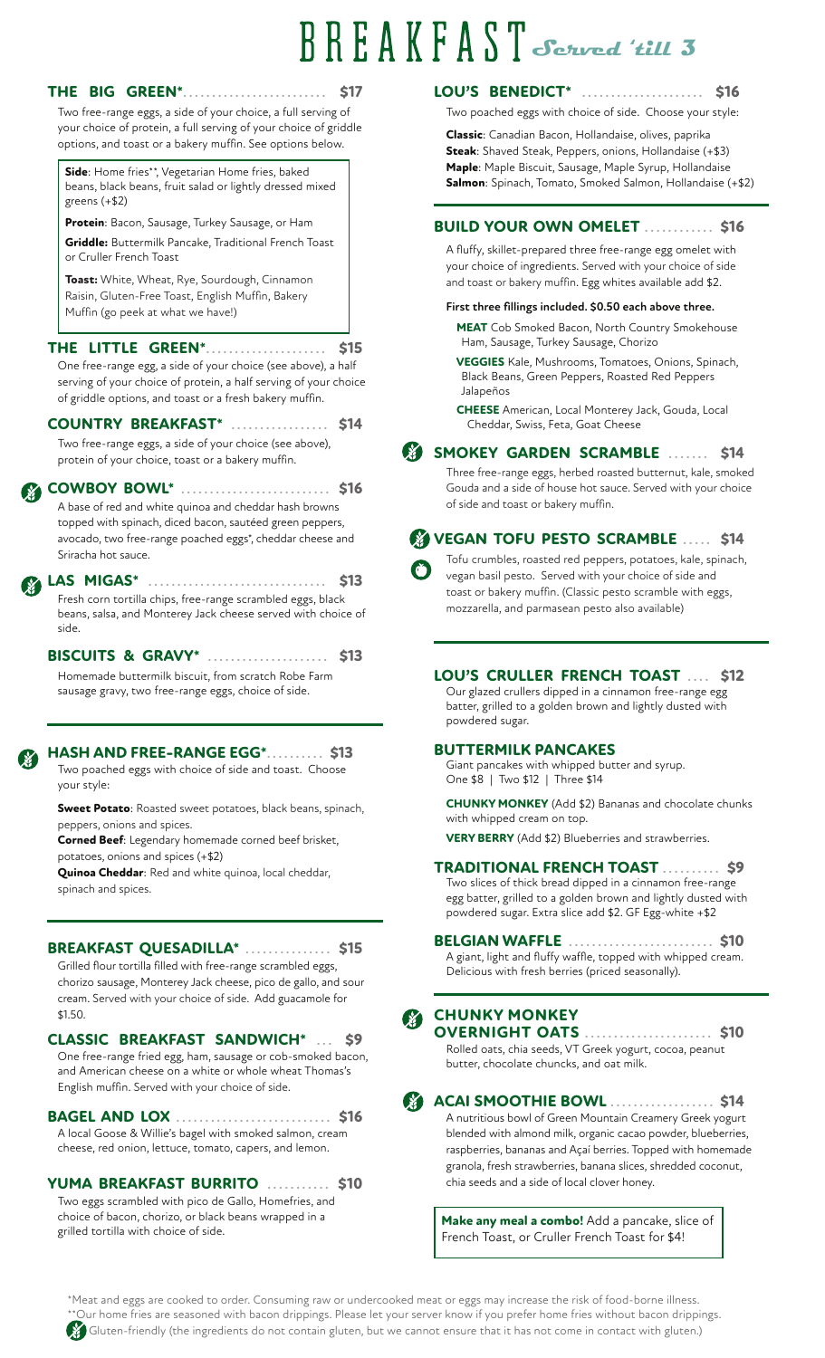# BREAKFAST *Served 'till 3*

## THE BIG GREEN* ......................... $17

Two free-range eggs, a side of your choice, a full serving of your choice of protein, a full serving of your choice of griddle options, and toast or a bakery muffin. See options below.

**Side**: Home fries**, Vegetarian Home fries, baked beans, black beans, fruit salad or lightly dressed mixed greens (+$2)

**Protein**: Bacon, Sausage, Turkey Sausage, or Ham

**Griddle:** Buttermilk Pancake, Traditional French Toast or Cruller French Toast

**Toast:** White, Wheat, Rye, Sourdough, Cinnamon Raisin, Gluten-Free Toast, English Muffin, Bakery Muffin (go peek at what we have!)

## THE LITTLE GREEN* ..................... $15

One free-range egg, a side of your choice (see above), a half serving of your choice of protein, a half serving of your choice of griddle options, and toast or a fresh bakery muffin.

## COUNTRY BREAKFAST* ................. $14

Two free-range eggs, a side of your choice (see above), protein of your choice, toast or a bakery muffin.

## COWBOY BOWL* .......................... $16

A base of red and white quinoa and cheddar hash browns topped with spinach, diced bacon, sautéed green peppers, avocado, two free-range poached eggs*, cheddar cheese and Sriracha hot sauce.

## LAS MIGAS* ................................ $13

Fresh corn tortilla chips, free-range scrambled eggs, black beans, salsa, and Monterey Jack cheese served with choice of side.

## BISCUITS & GRAVY* ..................... $13

Homemade buttermilk biscuit, from scratch Robe Farm sausage gravy, two free-range eggs, choice of side.

## HASH AND FREE-RANGE EGG*.......... $13

Two poached eggs with choice of side and toast. Choose your style:

**Sweet Potato**: Roasted sweet potatoes, black beans, spinach, peppers, onions and spices.

**Corned Beef**: Legendary homemade corned beef brisket, potatoes, onions and spices (+$2)

**Quinoa Cheddar**: Red and white quinoa, local cheddar, spinach and spices.

## BREAKFAST QUESADILLA* ............... $15

Grilled flour tortilla filled with free-range scrambled eggs, chorizo sausage, Monterey Jack cheese, pico de gallo, and sour cream. Served with your choice of side. Add guacamole for $1.50.

## CLASSIC BREAKFAST SANDWICH* ... $9

One free-range fried egg, ham, sausage or cob-smoked bacon, and American cheese on a white or whole wheat Thomas's English muffin. Served with your choice of side.

## BAGEL AND LOX ........................... $16

A local Goose & Willie's bagel with smoked salmon, cream cheese, red onion, lettuce, tomato, capers, and lemon.

## YUMA BREAKFAST BURRITO ........... $10

Two eggs scrambled with pico de Gallo, Homefries, and choice of bacon, chorizo, or black beans wrapped in a grilled tortilla with choice of side.

## LOU'S BENEDICT* ..................... $16

Two poached eggs with choice of side. Choose your style:

**Classic**: Canadian Bacon, Hollandaise, olives, paprika
**Steak**: Shaved Steak, Peppers, onions, Hollandaise (+$3)
**Maple**: Maple Biscuit, Sausage, Maple Syrup, Hollandaise
**Salmon**: Spinach, Tomato, Smoked Salmon, Hollandaise (+$2)

## BUILD YOUR OWN OMELET ............ $16

A fluffy, skillet-prepared three free-range egg omelet with your choice of ingredients. Served with your choice of side and toast or bakery muffin. Egg whites available add $2.

**First three fillings included. $0.50 each above three.**

**MEAT** Cob Smoked Bacon, North Country Smokehouse Ham, Sausage, Turkey Sausage, Chorizo

**VEGGIES** Kale, Mushrooms, Tomatoes, Onions, Spinach, Black Beans, Green Peppers, Roasted Red Peppers Jalapeños

**CHEESE** American, Local Monterey Jack, Gouda, Local Cheddar, Swiss, Feta, Goat Cheese

## SMOKEY GARDEN SCRAMBLE ....... $14

Three free-range eggs, herbed roasted butternut, kale, smoked Gouda and a side of house hot sauce. Served with your choice of side and toast or bakery muffin.

## VEGAN TOFU PESTO SCRAMBLE ..... $14

Tofu crumbles, roasted red peppers, potatoes, kale, spinach, vegan basil pesto. Served with your choice of side and toast or bakery muffin. (Classic pesto scramble with eggs, mozzarella, and parmasean pesto also available)

## LOU'S CRULLER FRENCH TOAST .... $12

Our glazed crullers dipped in a cinnamon free-range egg batter, grilled to a golden brown and lightly dusted with powdered sugar.

## BUTTERMILK PANCAKES

Giant pancakes with whipped butter and syrup.
One $8 | Two $12 | Three $14

**CHUNKY MONKEY** (Add $2) Bananas and chocolate chunks with whipped cream on top.

**VERY BERRY** (Add $2) Blueberries and strawberries.

## TRADITIONAL FRENCH TOAST .......... $9

Two slices of thick bread dipped in a cinnamon free-range egg batter, grilled to a golden brown and lightly dusted with powdered sugar. Extra slice add $2. GF Egg-white +$2

## BELGIAN WAFFLE ......................... $10

A giant, light and fluffy waffle, topped with whipped cream. Delicious with fresh berries (priced seasonally).

## CHUNKY MONKEY OVERNIGHT OATS ...................... $10

Rolled oats, chia seeds, VT Greek yogurt, cocoa, peanut butter, chocolate chuncks, and oat milk.

## ACAI SMOOTHIE BOWL .................. $14

A nutritious bowl of Green Mountain Creamery Greek yogurt blended with almond milk, organic cacao powder, blueberries, raspberries, bananas and Açaí berries. Topped with homemade granola, fresh strawberries, banana slices, shredded coconut, chia seeds and a side of local clover honey.

**Make any meal a combo!** Add a pancake, slice of French Toast, or Cruller French Toast for $4!

*Meat and eggs are cooked to order. Consuming raw or undercooked meat or eggs may increase the risk of food-borne illness.
**Our home fries are seasoned with bacon drippings. Please let your server know if you prefer home fries without bacon drippings.
Gluten-friendly (the ingredients do not contain gluten, but we cannot ensure that it has not come in contact with gluten.)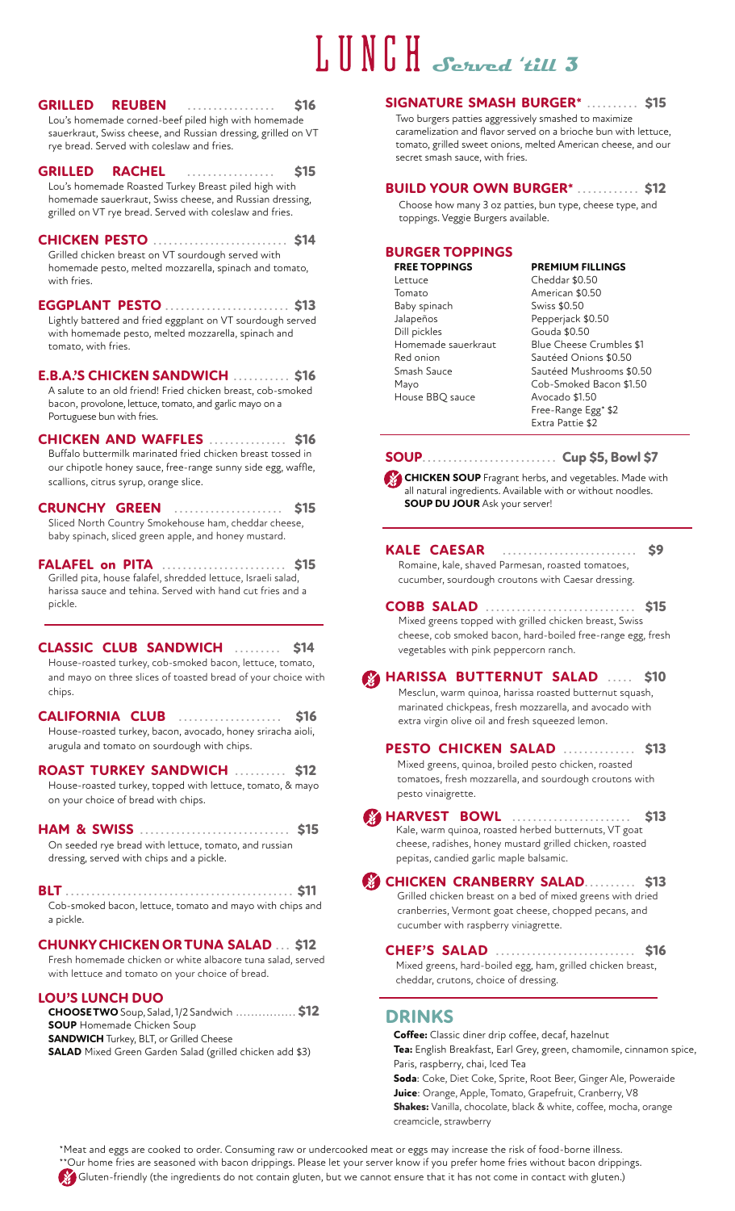# LUNCH *Served 'till 3*

## GRILLED REUBEN ................. $16

Lou's homemade corned-beef piled high with homemade sauerkraut, Swiss cheese, and Russian dressing, grilled on VT rye bread. Served with coleslaw and fries.

## GRILLED RACHEL ................. $15

Lou's homemade Roasted Turkey Breast piled high with homemade sauerkraut, Swiss cheese, and Russian dressing, grilled on VT rye bread. Served with coleslaw and fries.

## CHICKEN PESTO .......................... $14

Grilled chicken breast on VT sourdough served with homemade pesto, melted mozzarella, spinach and tomato, with fries.

## EGGPLANT PESTO ........................ $13

Lightly battered and fried eggplant on VT sourdough served with homemade pesto, melted mozzarella, spinach and tomato, with fries.

## E.B.A.'S CHICKEN SANDWICH ........... $16

A salute to an old friend! Fried chicken breast, cob-smoked bacon, provolone, lettuce, tomato, and garlic mayo on a Portuguese bun with fries.

## CHICKEN AND WAFFLES ............... $16

Buffalo buttermilk marinated fried chicken breast tossed in our chipotle honey sauce, free-range sunny side egg, waffle, scallions, citrus syrup, orange slice.

## CRUNCHY GREEN ..................... $15

Sliced North Country Smokehouse ham, cheddar cheese, baby spinach, sliced green apple, and honey mustard.

## FALAFEL on PITA ........................ $15

Grilled pita, house falafel, shredded lettuce, Israeli salad, harissa sauce and tehina. Served with hand cut fries and a pickle.

## CLASSIC CLUB SANDWICH ......... $14

House-roasted turkey, cob-smoked bacon, lettuce, tomato, and mayo on three slices of toasted bread of your choice with chips.

## CALIFORNIA CLUB .................... $16

House-roasted turkey, bacon, avocado, honey sriracha aioli, arugula and tomato on sourdough with chips.

## ROAST TURKEY SANDWICH .......... $12

House-roasted turkey, topped with lettuce, tomato, & mayo on your choice of bread with chips.

## HAM & SWISS ............................. $15

On seeded rye bread with lettuce, tomato, and russian dressing, served with chips and a pickle.

## BLT ............................................. $11

Cob-smoked bacon, lettuce, tomato and mayo with chips and a pickle.

## CHUNKY CHICKEN OR TUNA SALAD ... $12

Fresh homemade chicken or white albacore tuna salad, served with lettuce and tomato on your choice of bread.

## LOU'S LUNCH DUO

**CHOOSE TWO** Soup, Salad, 1/2 Sandwich ................ **$12**
**SOUP** Homemade Chicken Soup
**SANDWICH** Turkey, BLT, or Grilled Cheese
**SALAD** Mixed Green Garden Salad (grilled chicken add $3)

## SIGNATURE SMASH BURGER* .......... $15

Two burgers patties aggressively smashed to maximize caramelization and flavor served on a brioche bun with lettuce, tomato, grilled sweet onions, melted American cheese, and our secret smash sauce, with fries.

## BUILD YOUR OWN BURGER* ............ $12

Choose how many 3 oz patties, bun type, cheese type, and toppings. Veggie Burgers available.

## BURGER TOPPINGS

| FREE TOPPINGS | PREMIUM FILLINGS |
|---|---|
| Lettuce | Cheddar $0.50 |
| Tomato | American $0.50 |
| Baby spinach | Swiss $0.50 |
| Jalapeños | Pepperjack $0.50 |
| Dill pickles | Gouda $0.50 |
| Homemade sauerkraut | Blue Cheese Crumbles $1 |
| Red onion | Sautéed Onions $0.50 |
| Smash Sauce | Sautéed Mushrooms $0.50 |
| Mayo | Cob-Smoked Bacon $1.50 |
| House BBQ sauce | Avocado $1.50 |
| | Free-Range Egg* $2 |
| | Extra Pattie $2 |

## SOUP.......................... Cup $5, Bowl $7

**CHICKEN SOUP** Fragrant herbs, and vegetables. Made with all natural ingredients. Available with or without noodles.
**SOUP DU JOUR** Ask your server!

## KALE CAESAR ......................... $9

Romaine, kale, shaved Parmesan, roasted tomatoes, cucumber, sourdough croutons with Caesar dressing.

## COBB SALAD ............................ $15

Mixed greens topped with grilled chicken breast, Swiss cheese, cob smoked bacon, hard-boiled free-range egg, fresh vegetables with pink peppercorn ranch.

## HARISSA BUTTERNUT SALAD ..... $10

Mesclun, warm quinoa, harissa roasted butternut squash, marinated chickpeas, fresh mozzarella, and avocado with extra virgin olive oil and fresh squeezed lemon.

## PESTO CHICKEN SALAD ............. $13

Mixed greens, quinoa, broiled pesto chicken, roasted tomatoes, fresh mozzarella, and sourdough croutons with pesto vinaigrette.

## HARVEST BOWL ....................... $13

Kale, warm quinoa, roasted herbed butternuts, VT goat cheese, radishes, honey mustard grilled chicken, roasted pepitas, candied garlic maple balsamic.

## CHICKEN CRANBERRY SALAD.......... $13

Grilled chicken breast on a bed of mixed greens with dried cranberries, Vermont goat cheese, chopped pecans, and cucumber with raspberry viniagrette.

## CHEF'S SALAD ........................... $16

Mixed greens, hard-boiled egg, ham, grilled chicken breast, cheddar, crutons, choice of dressing.

## DRINKS

**Coffee:** Classic diner drip coffee, decaf, hazelnut
**Tea:** English Breakfast, Earl Grey, green, chamomile, cinnamon spice, Paris, raspberry, chai, Iced Tea
**Soda**: Coke, Diet Coke, Sprite, Root Beer, Ginger Ale, Poweraide
**Juice**: Orange, Apple, Tomato, Grapefruit, Cranberry, V8
**Shakes:** Vanilla, chocolate, black & white, coffee, mocha, orange creamcicle, strawberry

*Meat and eggs are cooked to order. Consuming raw or undercooked meat or eggs may increase the risk of food-borne illness.
**Our home fries are seasoned with bacon drippings. Please let your server know if you prefer home fries without bacon drippings.
Gluten-friendly (the ingredients do not contain gluten, but we cannot ensure that it has not come in contact with gluten.)